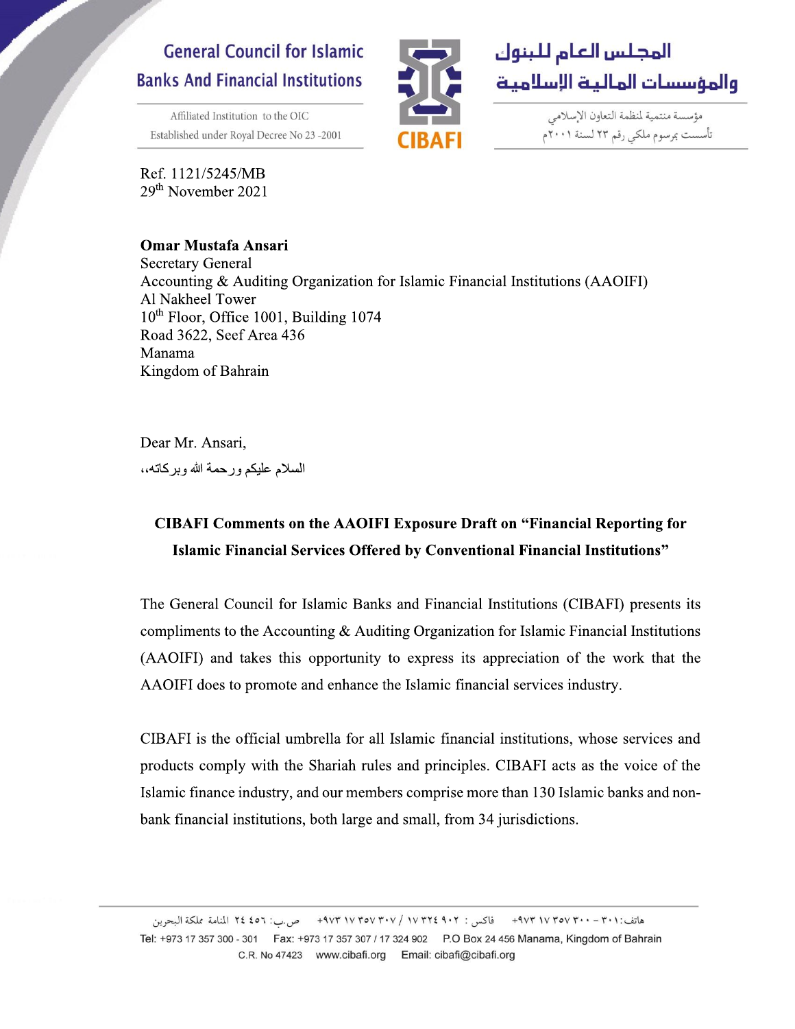**General Council for Islamic Banks And Financial Institutions**

Affiliated Institution to the OIC
Established under Royal Decree No 23 -2001

**CIBAFI**

**المجلس العام للبنوك والمؤسسات المالية الإسلامية**

مؤسسة منتمية لمنظمة التعاون الإسلامي
تأسست بمرسوم ملكي رقم ٢٣ لسنة ٢٠٠١م

Ref. 1121/5245/MB
29th November 2021

**Omar Mustafa Ansari**
Secretary General
Accounting & Auditing Organization for Islamic Financial Institutions (AAOIFI)
Al Nakheel Tower
10th Floor, Office 1001, Building 1074
Road 3622, Seef Area 436
Manama
Kingdom of Bahrain

Dear Mr. Ansari,

السلام عليكم ورحمة الله وبركاته،،

**CIBAFI Comments on the AAOIFI Exposure Draft on "Financial Reporting for Islamic Financial Services Offered by Conventional Financial Institutions"**

The General Council for Islamic Banks and Financial Institutions (CIBAFI) presents its compliments to the Accounting & Auditing Organization for Islamic Financial Institutions (AAOIFI) and takes this opportunity to express its appreciation of the work that the AAOIFI does to promote and enhance the Islamic financial services industry.

CIBAFI is the official umbrella for all Islamic financial institutions, whose services and products comply with the Shariah rules and principles. CIBAFI acts as the voice of the Islamic finance industry, and our members comprise more than 130 Islamic banks and non-bank financial institutions, both large and small, from 34 jurisdictions.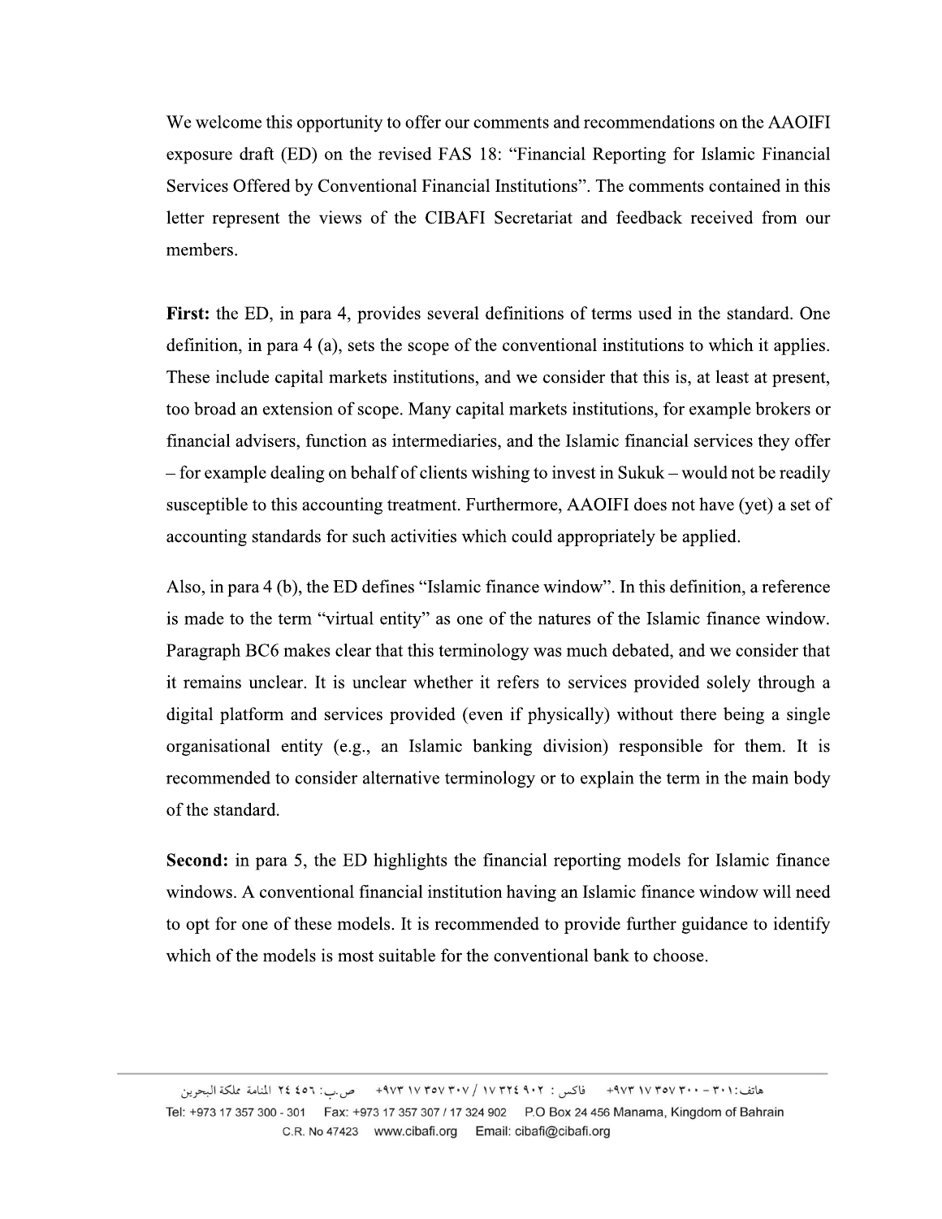We welcome this opportunity to offer our comments and recommendations on the AAOIFI exposure draft (ED) on the revised FAS 18: "Financial Reporting for Islamic Financial Services Offered by Conventional Financial Institutions". The comments contained in this letter represent the views of the CIBAFI Secretariat and feedback received from our members.

**First:** the ED, in para 4, provides several definitions of terms used in the standard. One definition, in para 4 (a), sets the scope of the conventional institutions to which it applies. These include capital markets institutions, and we consider that this is, at least at present, too broad an extension of scope. Many capital markets institutions, for example brokers or financial advisers, function as intermediaries, and the Islamic financial services they offer – for example dealing on behalf of clients wishing to invest in Sukuk – would not be readily susceptible to this accounting treatment. Furthermore, AAOIFI does not have (yet) a set of accounting standards for such activities which could appropriately be applied.

Also, in para 4 (b), the ED defines "Islamic finance window". In this definition, a reference is made to the term "virtual entity" as one of the natures of the Islamic finance window. Paragraph BC6 makes clear that this terminology was much debated, and we consider that it remains unclear. It is unclear whether it refers to services provided solely through a digital platform and services provided (even if physically) without there being a single organisational entity (e.g., an Islamic banking division) responsible for them. It is recommended to consider alternative terminology or to explain the term in the main body of the standard.

**Second:** in para 5, the ED highlights the financial reporting models for Islamic finance windows. A conventional financial institution having an Islamic finance window will need to opt for one of these models. It is recommended to provide further guidance to identify which of the models is most suitable for the conventional bank to choose.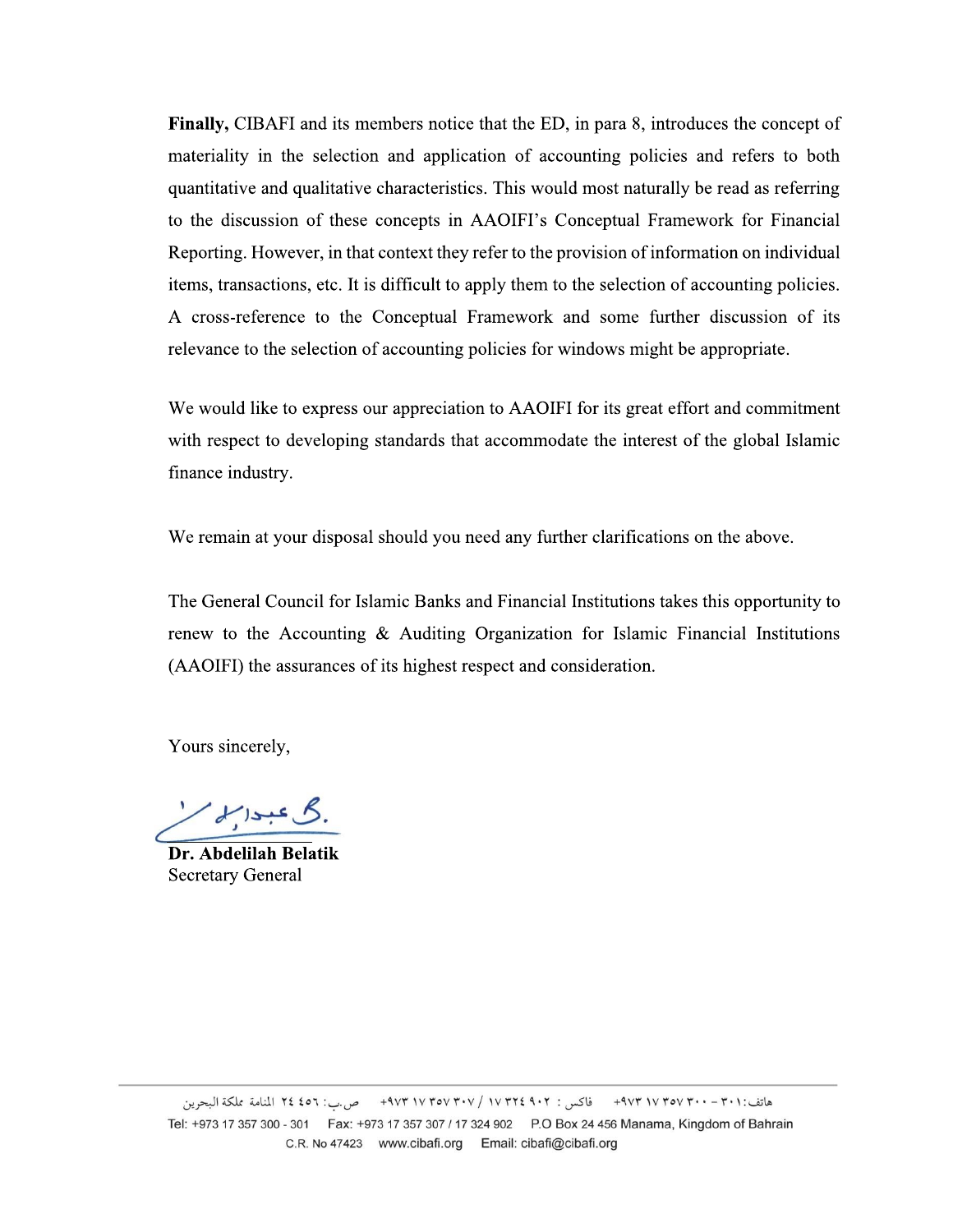**Finally,** CIBAFI and its members notice that the ED, in para 8, introduces the concept of materiality in the selection and application of accounting policies and refers to both quantitative and qualitative characteristics. This would most naturally be read as referring to the discussion of these concepts in AAOIFI's Conceptual Framework for Financial Reporting. However, in that context they refer to the provision of information on individual items, transactions, etc. It is difficult to apply them to the selection of accounting policies. A cross-reference to the Conceptual Framework and some further discussion of its relevance to the selection of accounting policies for windows might be appropriate.

We would like to express our appreciation to AAOIFI for its great effort and commitment with respect to developing standards that accommodate the interest of the global Islamic finance industry.

We remain at your disposal should you need any further clarifications on the above.

The General Council for Islamic Banks and Financial Institutions takes this opportunity to renew to the Accounting & Auditing Organization for Islamic Financial Institutions (AAOIFI) the assurances of its highest respect and consideration.

Yours sincerely,

**Dr. Abdelilah Belatik**
Secretary General